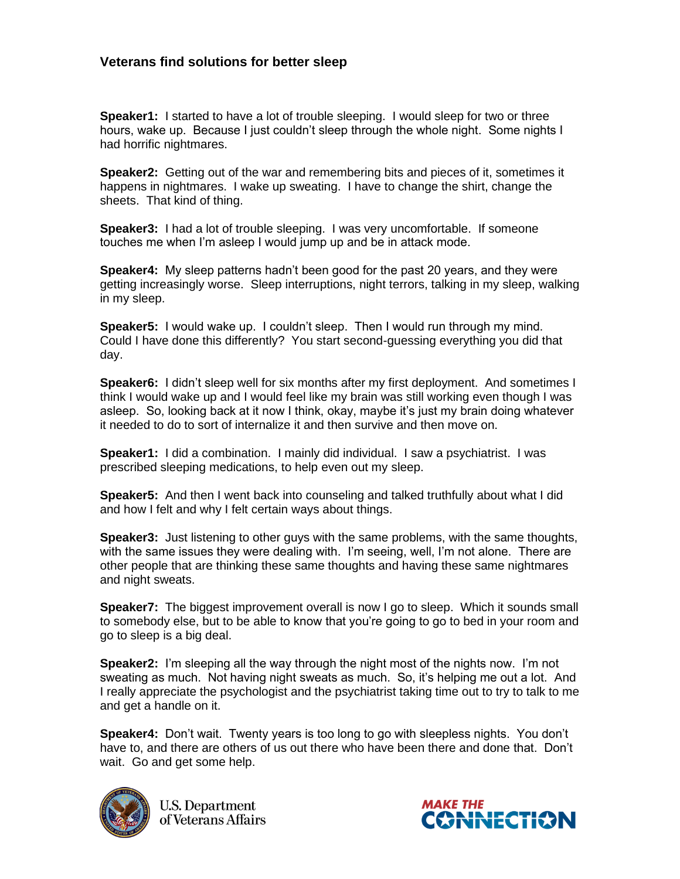# Veterans find solutions for better sleep

**Speaker1:** I started to have a lot of trouble sleeping. I would sleep for two or three hours, wake up. Because I just couldn't sleep through the whole night. Some nights I had horrific nightmares.

**Speaker2:** Getting out of the war and remembering bits and pieces of it, sometimes it happens in nightmares. I wake up sweating. I have to change the shirt, change the sheets. That kind of thing.

**Speaker3:** I had a lot of trouble sleeping. I was very uncomfortable. If someone touches me when I'm asleep I would jump up and be in attack mode.

**Speaker4:** My sleep patterns hadn't been good for the past 20 years, and they were getting increasingly worse. Sleep interruptions, night terrors, talking in my sleep, walking in my sleep.

**Speaker5:** I would wake up. I couldn't sleep. Then I would run through my mind. Could I have done this differently? You start second-guessing everything you did that day.

**Speaker6:** I didn't sleep well for six months after my first deployment. And sometimes I think I would wake up and I would feel like my brain was still working even though I was asleep. So, looking back at it now I think, okay, maybe it's just my brain doing whatever it needed to do to sort of internalize it and then survive and then move on.

**Speaker1:** I did a combination. I mainly did individual. I saw a psychiatrist. I was prescribed sleeping medications, to help even out my sleep.

**Speaker5:** And then I went back into counseling and talked truthfully about what I did and how I felt and why I felt certain ways about things.

**Speaker3:** Just listening to other guys with the same problems, with the same thoughts, with the same issues they were dealing with. I'm seeing, well, I'm not alone. There are other people that are thinking these same thoughts and having these same nightmares and night sweats.

**Speaker7:** The biggest improvement overall is now I go to sleep. Which it sounds small to somebody else, but to be able to know that you're going to go to bed in your room and go to sleep is a big deal.

**Speaker2:** I'm sleeping all the way through the night most of the nights now. I'm not sweating as much. Not having night sweats as much. So, it's helping me out a lot. And I really appreciate the psychologist and the psychiatrist taking time out to try to talk to me and get a handle on it.

**Speaker4:** Don't wait. Twenty years is too long to go with sleepless nights. You don't have to, and there are others of us out there who have been there and done that. Don't wait. Go and get some help.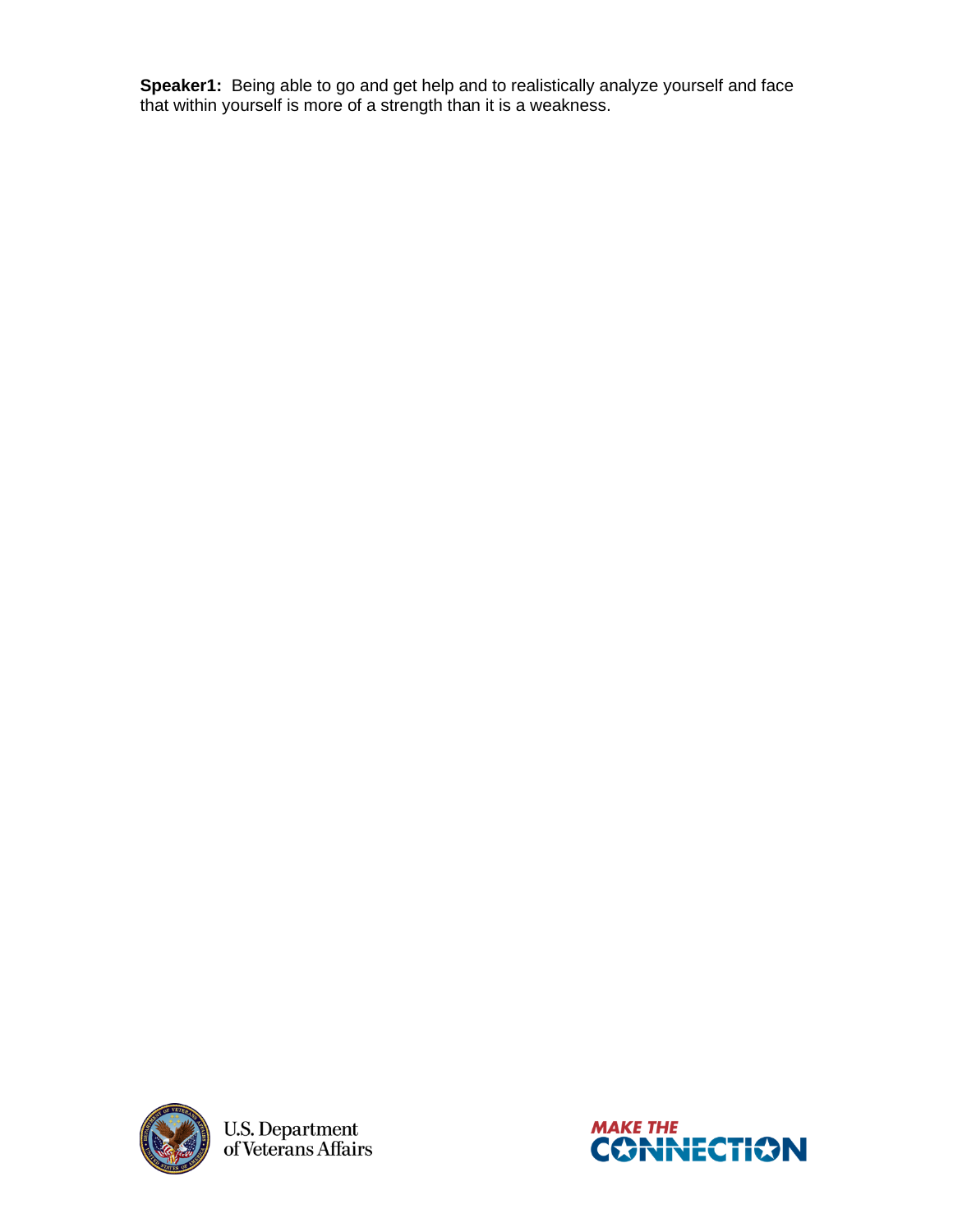**Speaker1:** Being able to go and get help and to realistically analyze yourself and face that within yourself is more of a strength than it is a weakness.